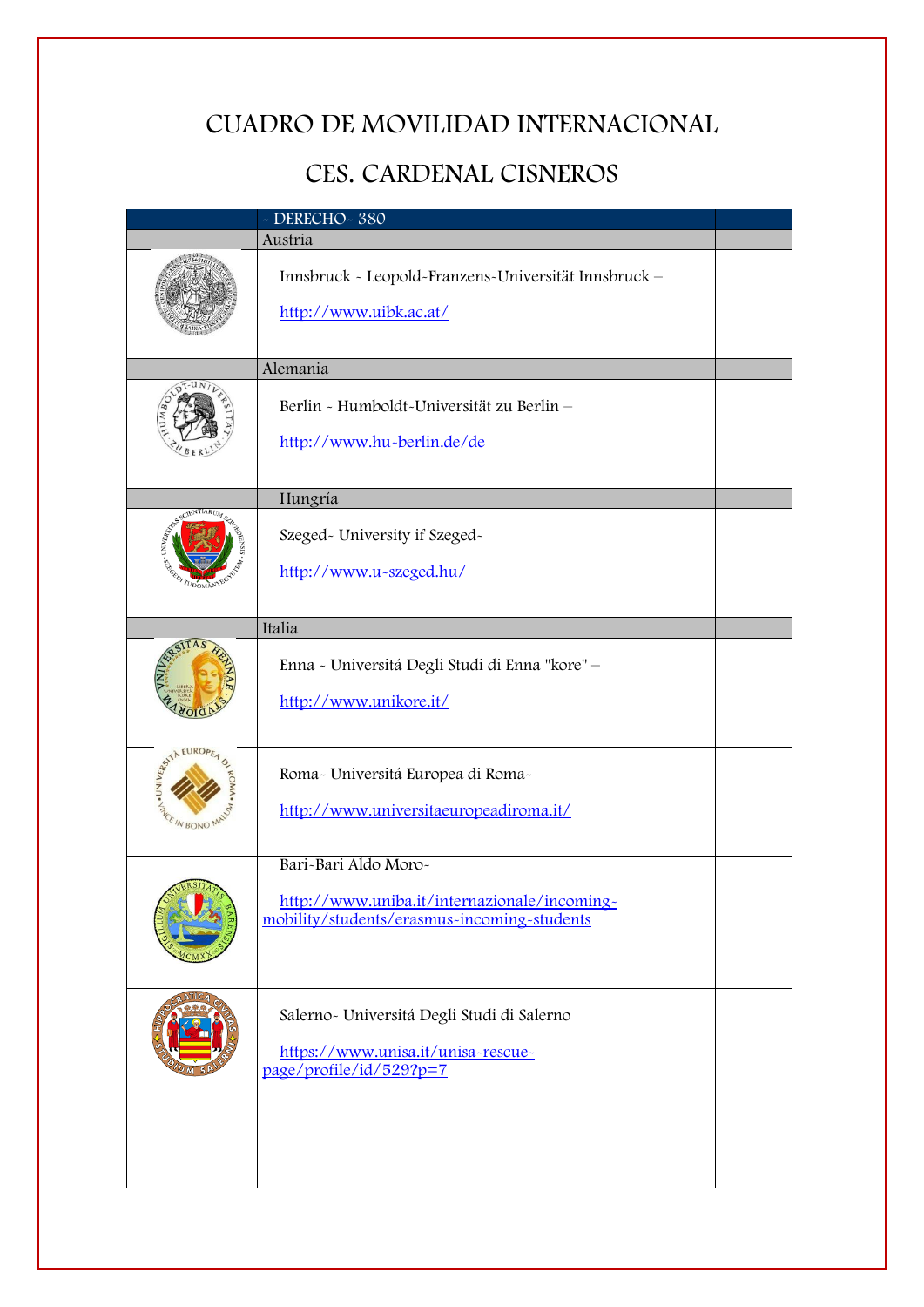# CUADRO DE MOVILIDAD INTERNACIONAL

# CES. CARDENAL CISNEROS

| | - DERECHO- 380 | |
|---|---|---|
| | Austria | |
| | Innsbruck - Leopold-Franzens-Universität Innsbruck – http://www.uibk.ac.at/ | |
| | Alemania | |
| | Berlin - Humboldt-Universität zu Berlin – http://www.hu-berlin.de/de | |
| | Hungría | |
| | Szeged- University if Szeged- http://www.u-szeged.hu/ | |
| | Italia | |
| | Enna - Universitá Degli Studi di Enna "kore" – http://www.unikore.it/ | |
| | Roma- Universitá Europea di Roma- http://www.universitaeuropeadiroma.it/ | |
| | Bari-Bari Aldo Moro- http://www.uniba.it/internazionale/incoming-mobility/students/erasmus-incoming-students | |
| | Salerno- Universitá Degli Studi di Salerno https://www.unisa.it/unisa-rescue-page/profile/id/529?p=7 | |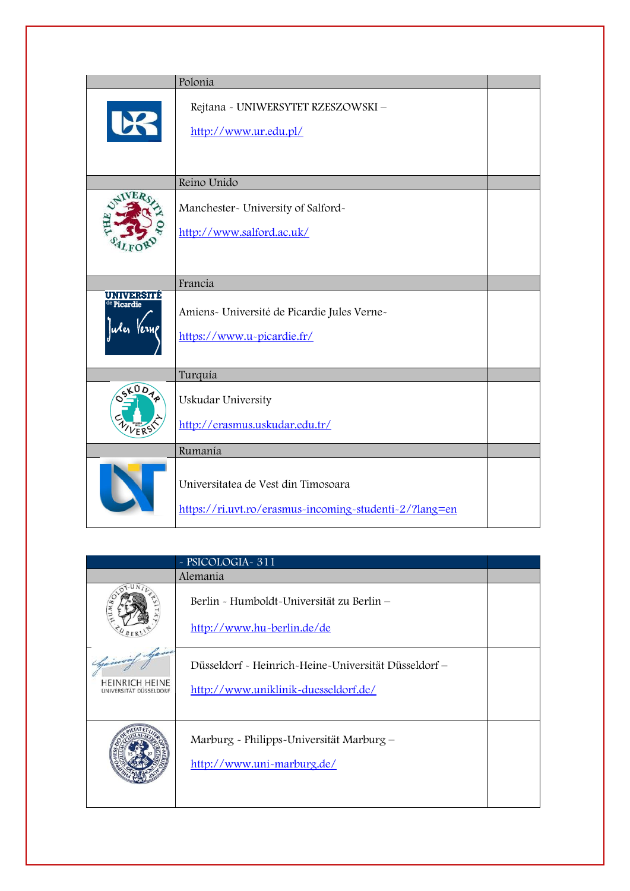| | Polonia | |
|---|---|---|
| | Rejtana - UNIWERSYTET RZESZOWSKI – <br> http://www.ur.edu.pl/ | |
| | Reino Unido | |
| | Manchester- University of Salford- <br> http://www.salford.ac.uk/ | |
| | Francia | |
| | Amiens- Université de Picardie Jules Verne- <br> https://www.u-picardie.fr/ | |
| | Turquía | |
| | Uskudar University <br> http://erasmus.uskudar.edu.tr/ | |
| | Rumanía | |
| | Universitatea de Vest din Timosoara <br> https://ri.uvt.ro/erasmus-incoming-studenti-2/?lang=en | |

| | - PSICOLOGIA- 311 | |
|---|---|---|
| | Alemania | |
| | Berlin - Humboldt-Universität zu Berlin – <br> http://www.hu-berlin.de/de | |
| | Düsseldorf - Heinrich-Heine-Universität Düsseldorf – <br> http://www.uniklinik-duesseldorf.de/ | |
| | Marburg - Philipps-Universität Marburg – <br> http://www.uni-marburg.de/ | |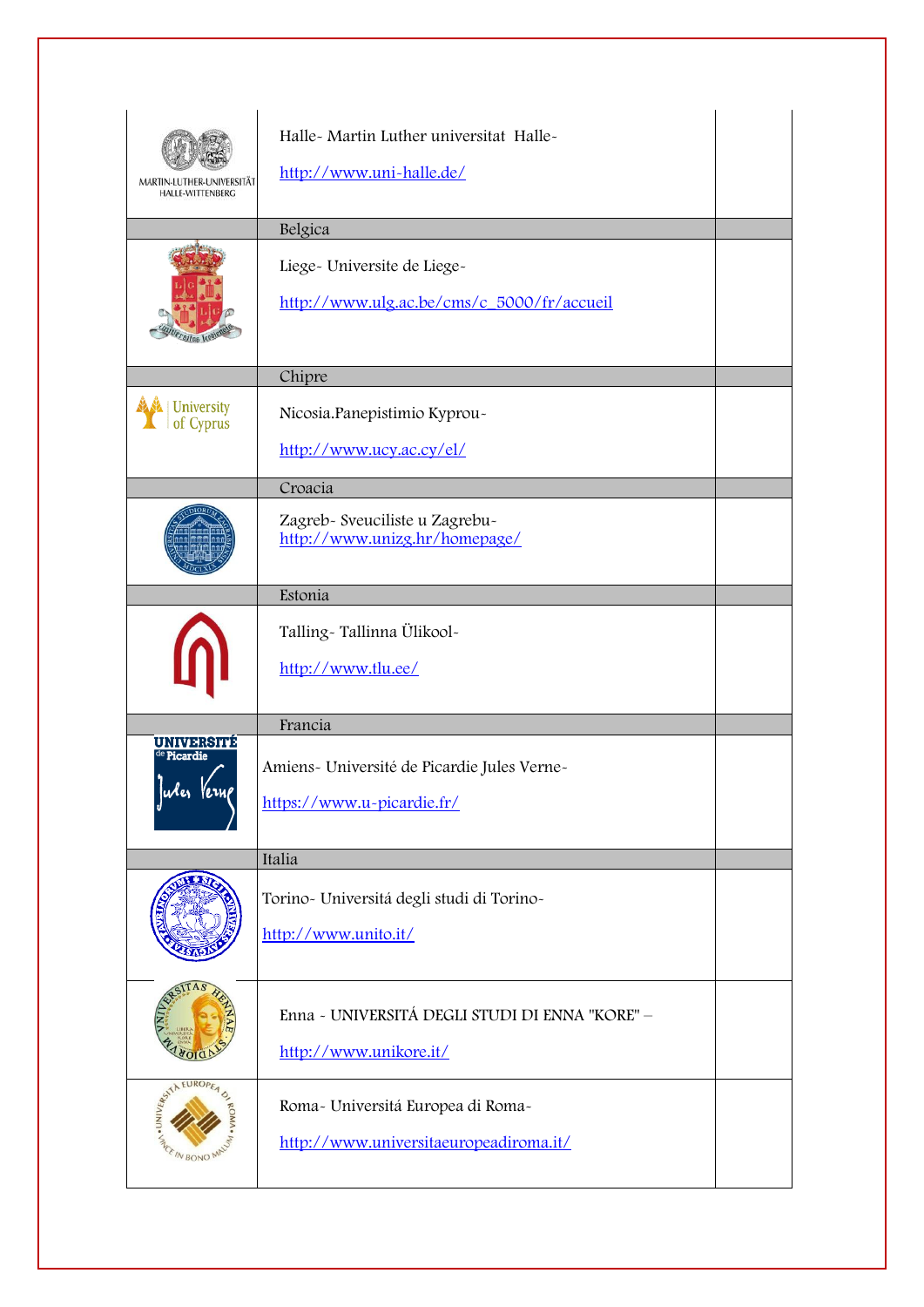| | | |
|---|---|---|
| MARTIN-LUTHER-UNIVERSITÄT HALLE-WITTENBERG | Halle- Martin Luther universitat Halle-<br><br>http://www.uni-halle.de/ | |
| | Belgica | |
| | Liege- Universite de Liege-<br><br>http://www.ulg.ac.be/cms/c_5000/fr/accueil | |
| | Chipre | |
| University of Cyprus | Nicosia.Panepistimio Kyprou-<br><br>http://www.ucy.ac.cy/el/ | |
| | Croacia | |
| | Zagreb- Sveuciliste u Zagrebu-<br>http://www.unizg.hr/homepage/ | |
| | Estonia | |
| | Talling- Tallinna Ülikool-<br><br>http://www.tlu.ee/ | |
| | Francia | |
| UNIVERSITÉ de Picardie Jules Verne | Amiens- Université de Picardie Jules Verne-<br><br>https://www.u-picardie.fr/ | |
| | Italia | |
| | Torino- Universitá degli studi di Torino-<br><br>http://www.unito.it/ | |
| | Enna - UNIVERSITÁ DEGLI STUDI DI ENNA "KORE" –<br><br>http://www.unikore.it/ | |
| | Roma- Universitá Europea di Roma-<br><br>http://www.universitaeuropeadiroma.it/ | |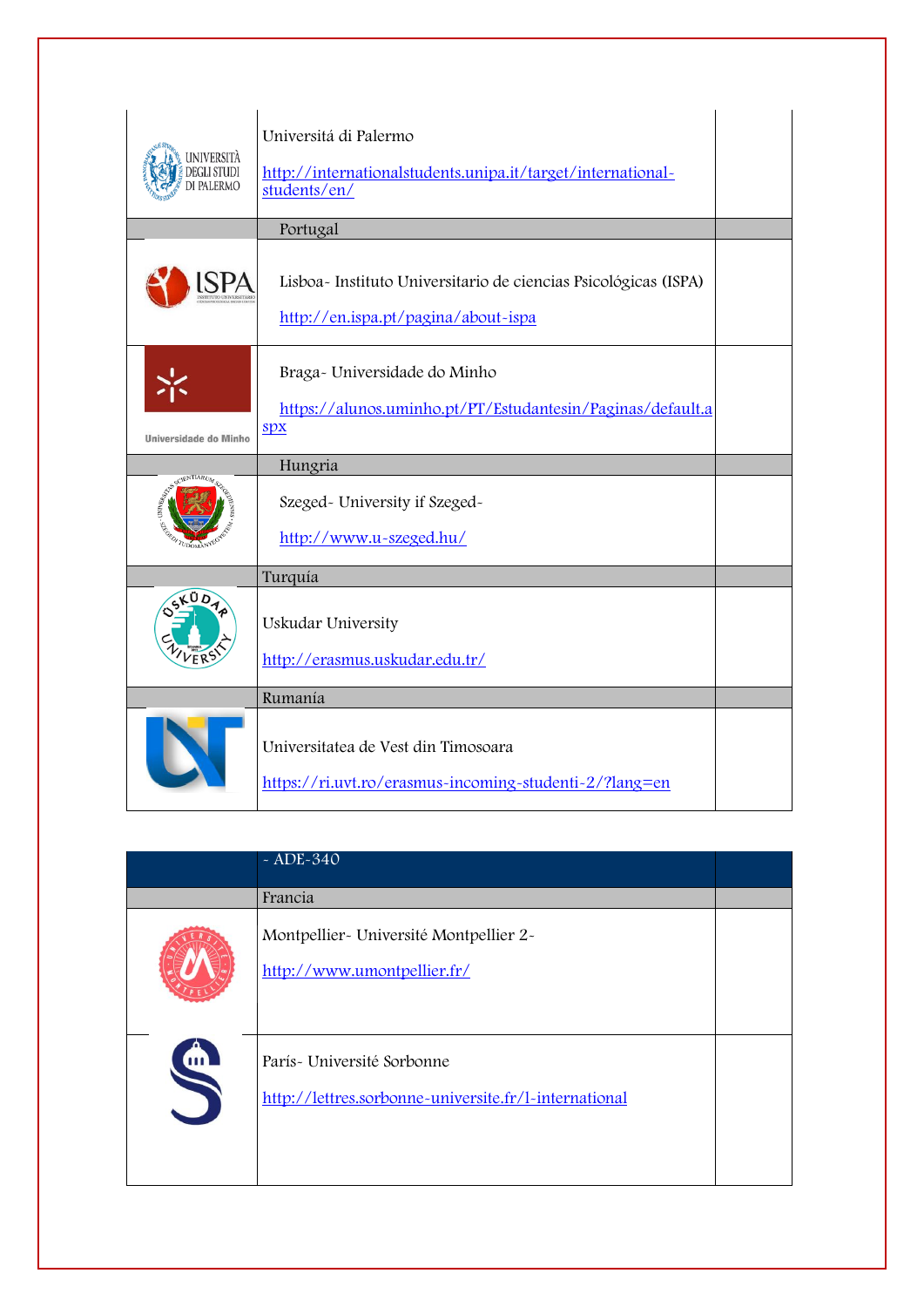| | | |
|---|---|---|
| | Universitá di Palermo<br><br>http://internationalstudents.unipa.it/target/international-students/en/ | |
| | Portugal | |
| | Lisboa- Instituto Universitario de ciencias Psicológicas (ISPA)<br><br>http://en.ispa.pt/pagina/about-ispa | |
| | Braga- Universidade do Minho<br><br>https://alunos.uminho.pt/PT/Estudantesin/Paginas/default.aspx | |
| | Hungria | |
| | Szeged- University if Szeged-<br><br>http://www.u-szeged.hu/ | |
| | Turquía | |
| | Uskudar University<br><br>http://erasmus.uskudar.edu.tr/ | |
| | Rumanía | |
| | Universitatea de Vest din Timosoara<br><br>https://ri.uvt.ro/erasmus-incoming-studenti-2/?lang=en | |

| | - ADE-340 | |
|---|---|---|
| | Francia | |
| | Montpellier- Université Montpellier 2-<br><br>http://www.umontpellier.fr/ | |
| | París- Université Sorbonne<br><br>http://lettres.sorbonne-universite.fr/l-international | |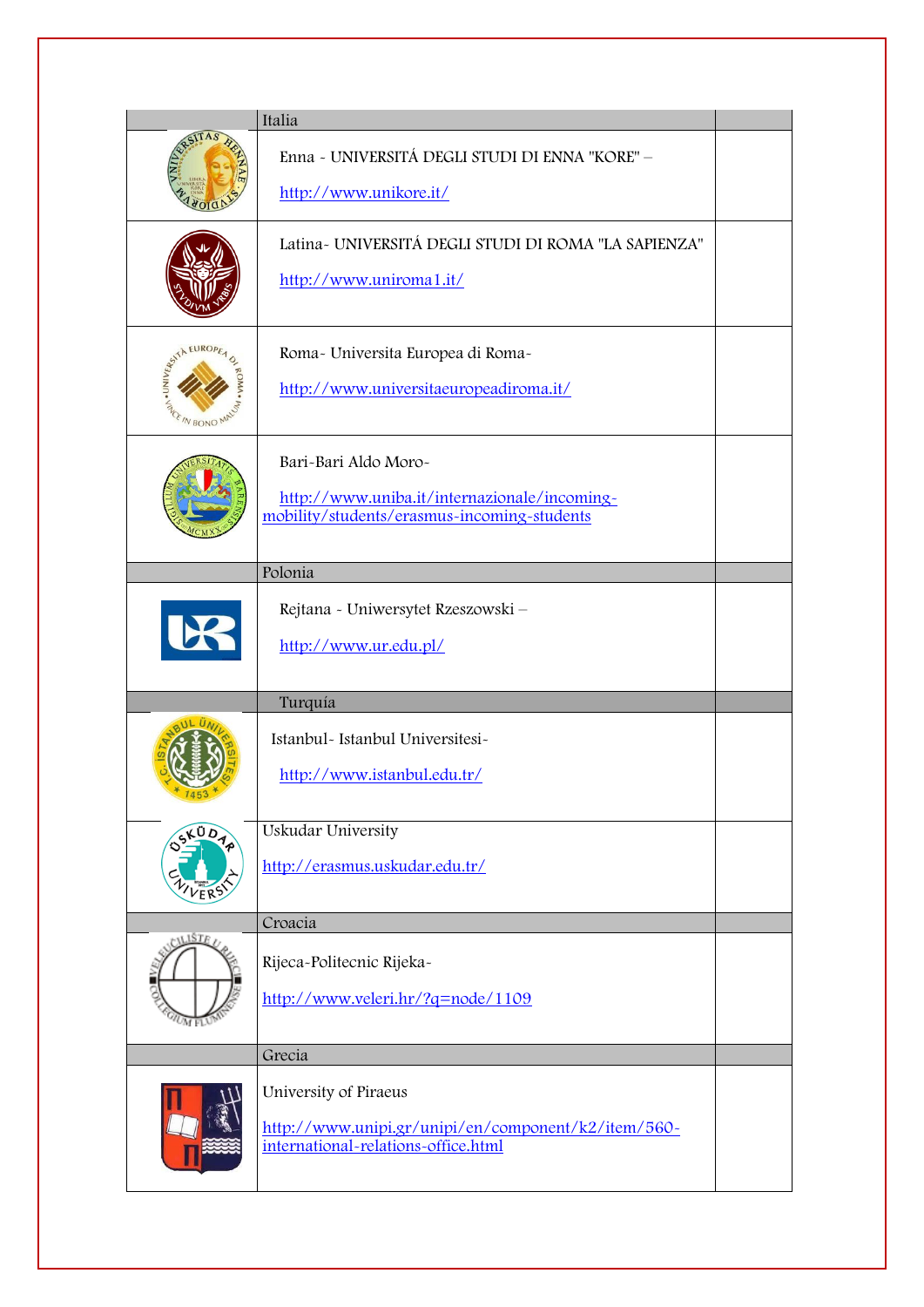| | Italia | |
|---|---|---|
| | Enna - UNIVERSITÁ DEGLI STUDI DI ENNA "KORE" – http://www.unikore.it/ | |
| | Latina- UNIVERSITÁ DEGLI STUDI DI ROMA "LA SAPIENZA" http://www.uniroma1.it/ | |
| | Roma- Universita Europea di Roma- http://www.universitaeuropeadiroma.it/ | |
| | Bari-Bari Aldo Moro- http://www.uniba.it/internazionale/incoming-mobility/students/erasmus-incoming-students | |
| | Polonia | |
| | Rejtana - Uniwersytet Rzeszowski – http://www.ur.edu.pl/ | |
| | Turquía | |
| | Istanbul- Istanbul Universitesi- http://www.istanbul.edu.tr/ | |
| | Uskudar University http://erasmus.uskudar.edu.tr/ | |
| | Croacia | |
| | Rijeca-Politecnic Rijeka- http://www.veleri.hr/?q=node/1109 | |
| | Grecia | |
| | University of Piraeus http://www.unipi.gr/unipi/en/component/k2/item/560-international-relations-office.html | |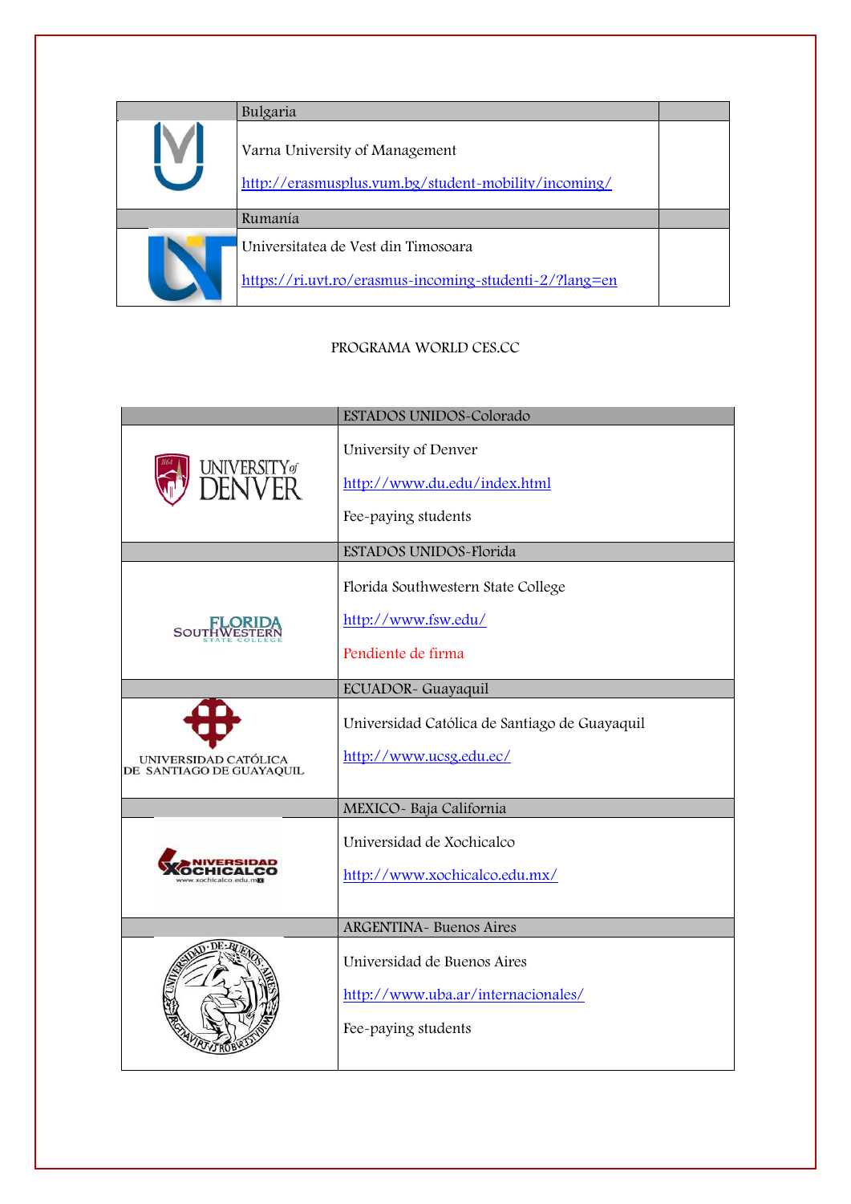| | Bulgaria | |
|---|---|---|
| | Varna University of Management<br><br>http://erasmusplus.vum.bg/student-mobility/incoming/ | |
| | Rumanía | |
| | Universitatea de Vest din Timosoara<br><br>https://ri.uvt.ro/erasmus-incoming-studenti-2/?lang=en | |

PROGRAMA WORLD CES.CC

| | ESTADOS UNIDOS-Colorado |
|---|---|
| UNIVERSITY of DENVER | University of Denver<br><br>http://www.du.edu/index.html<br><br>Fee-paying students |
| | ESTADOS UNIDOS-Florida |
| FLORIDA SOUTHWESTERN STATE COLLEGE | Florida Southwestern State College<br><br>http://www.fsw.edu/<br><br>Pendiente de firma |
| | ECUADOR- Guayaquil |
| UNIVERSIDAD CATÓLICA DE SANTIAGO DE GUAYAQUIL | Universidad Católica de Santiago de Guayaquil<br><br>http://www.ucsg.edu.ec/ |
| | MEXICO- Baja California |
| UNIVERSIDAD XOCHICALCO www.xochicalco.edu.mx | Universidad de Xochicalco<br><br>http://www.xochicalco.edu.mx/ |
| | ARGENTINA- Buenos Aires |
| UNIVERSIDAD DE BUENOS AIRES | Universidad de Buenos Aires<br><br>http://www.uba.ar/internacionales/<br><br>Fee-paying students |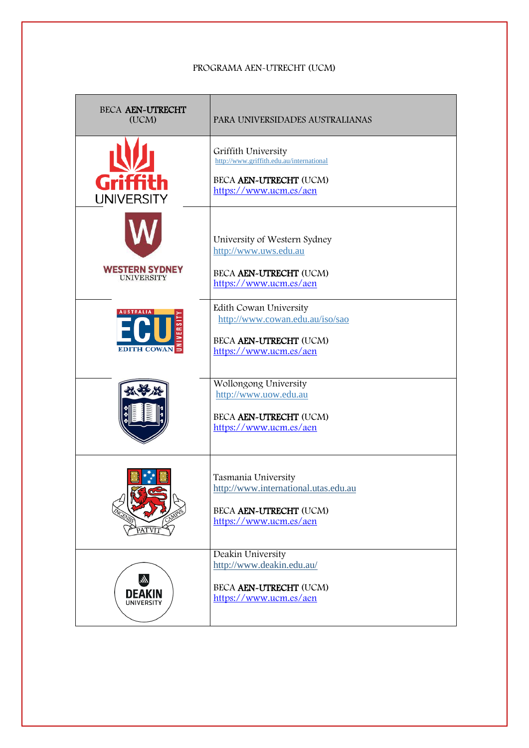PROGRAMA AEN-UTRECHT (UCM)

| BECA **AEN-UTRECHT** (UCM) | PARA UNIVERSIDADES AUSTRALIANAS |
| --- | --- |
| Griffith UNIVERSITY | Griffith University<br>http://www.griffith.edu.au/international<br><br>BECA **AEN-UTRECHT** (UCM)<br>https://www.ucm.es/aen |
| WESTERN SYDNEY UNIVERSITY | University of Western Sydney<br>http://www.uws.edu.au<br><br>BECA **AEN-UTRECHT** (UCM)<br>https://www.ucm.es/aen |
| AUSTRALIA ECU EDITH COWAN UNIVERSITY | Edith Cowan University<br>http://www.cowan.edu.au/iso/sao<br><br>BECA **AEN-UTRECHT** (UCM)<br>https://www.ucm.es/aen |
| | Wollongong University<br>http://www.uow.edu.au<br><br>BECA **AEN-UTRECHT** (UCM)<br>https://www.ucm.es/aen |
| INGENIIS PATVIT CAMPVS | Tasmania University<br>http://www.international.utas.edu.au<br><br>BECA **AEN-UTRECHT** (UCM)<br>https://www.ucm.es/aen |
| DEAKIN UNIVERSITY | Deakin University<br>http://www.deakin.edu.au/<br><br>BECA **AEN-UTRECHT** (UCM)<br>https://www.ucm.es/aen |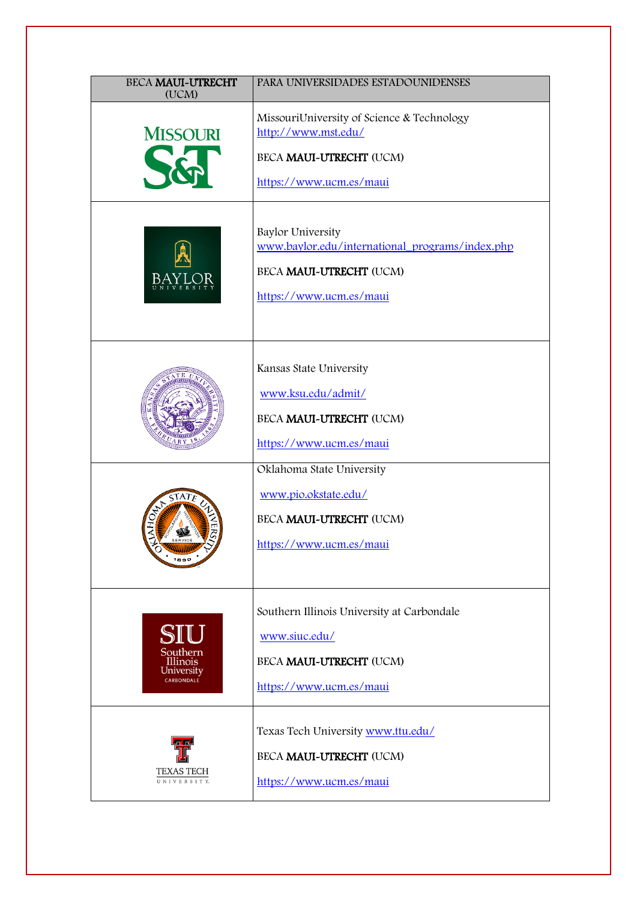| BECA **MAUI-UTRECHT** (UCM) | PARA UNIVERSIDADES ESTADOUNIDENSES |
| --- | --- |
| | MissouriUniversity of Science & Technology http://www.mst.edu/ <br><br> BECA **MAUI-UTRECHT** (UCM) <br><br> https://www.ucm.es/maui |
| | Baylor University www.baylor.edu/international_programs/index.php <br><br> BECA **MAUI-UTRECHT** (UCM) <br><br> https://www.ucm.es/maui |
| | Kansas State University <br><br> www.ksu.edu/admit/ <br><br> BECA **MAUI-UTRECHT** (UCM) <br><br> https://www.ucm.es/maui |
| | Oklahoma State University <br><br> www.pio.okstate.edu/ <br><br> BECA **MAUI-UTRECHT** (UCM) <br><br> https://www.ucm.es/maui |
| | Southern Illinois University at Carbondale <br><br> www.siuc.edu/ <br><br> BECA **MAUI-UTRECHT** (UCM) <br><br> https://www.ucm.es/maui |
| | Texas Tech University www.ttu.edu/ <br><br> BECA **MAUI-UTRECHT** (UCM) <br><br> https://www.ucm.es/maui |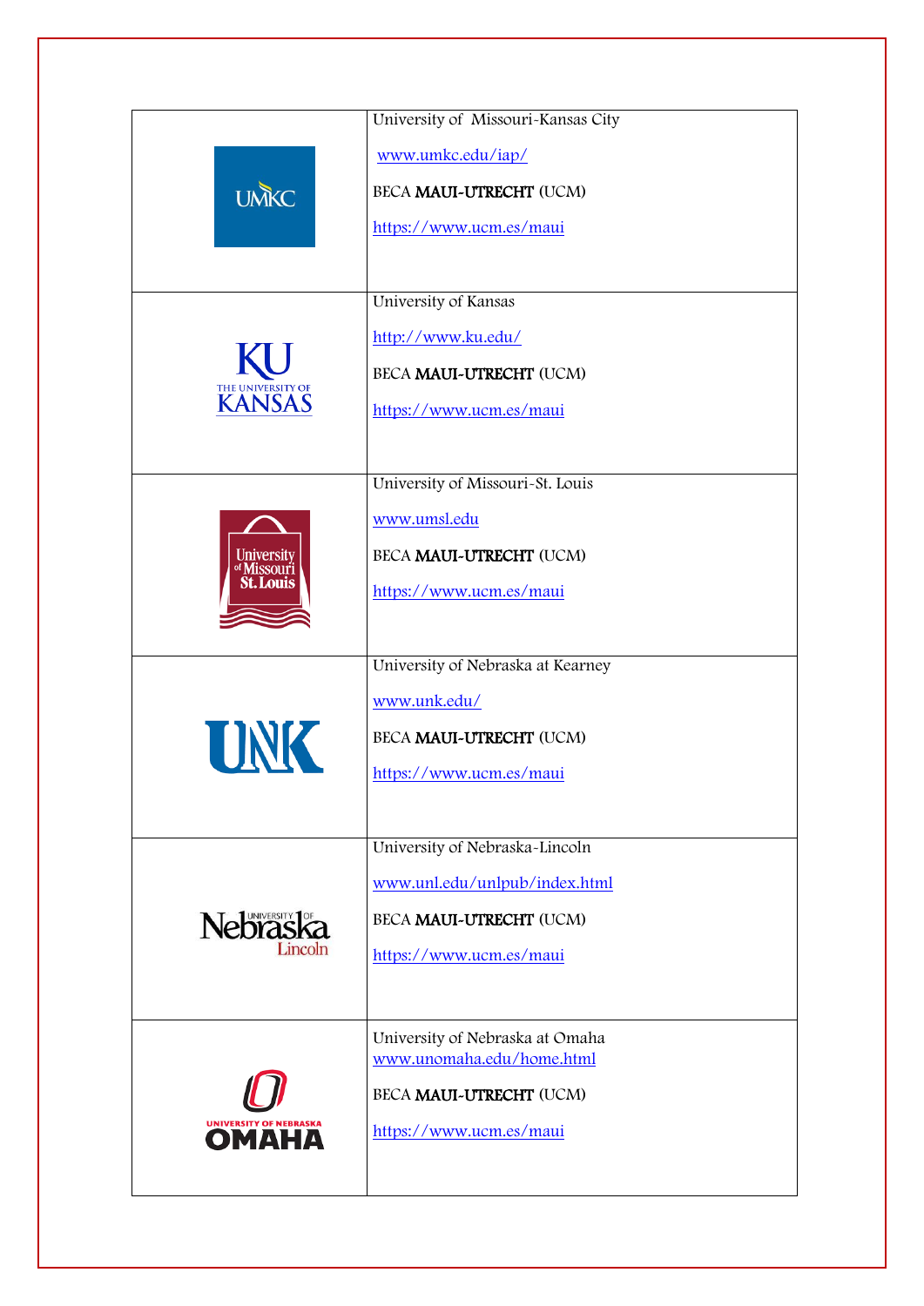| | |
|---|---|
| | University of Missouri-Kansas City<br><br>www.umkc.edu/iap/<br><br>BECA **MAUI-UTRECHT** (UCM)<br><br>https://www.ucm.es/maui |
| | University of Kansas<br><br>http://www.ku.edu/<br><br>BECA **MAUI-UTRECHT** (UCM)<br><br>https://www.ucm.es/maui |
| | University of Missouri-St. Louis<br><br>www.umsl.edu<br><br>BECA **MAUI-UTRECHT** (UCM)<br><br>https://www.ucm.es/maui |
| | University of Nebraska at Kearney<br><br>www.unk.edu/<br><br>BECA **MAUI-UTRECHT** (UCM)<br><br>https://www.ucm.es/maui |
| | University of Nebraska-Lincoln<br><br>www.unl.edu/unlpub/index.html<br><br>BECA **MAUI-UTRECHT** (UCM)<br><br>https://www.ucm.es/maui |
| | University of Nebraska at Omaha<br>www.unomaha.edu/home.html<br><br>BECA **MAUI-UTRECHT** (UCM)<br><br>https://www.ucm.es/maui |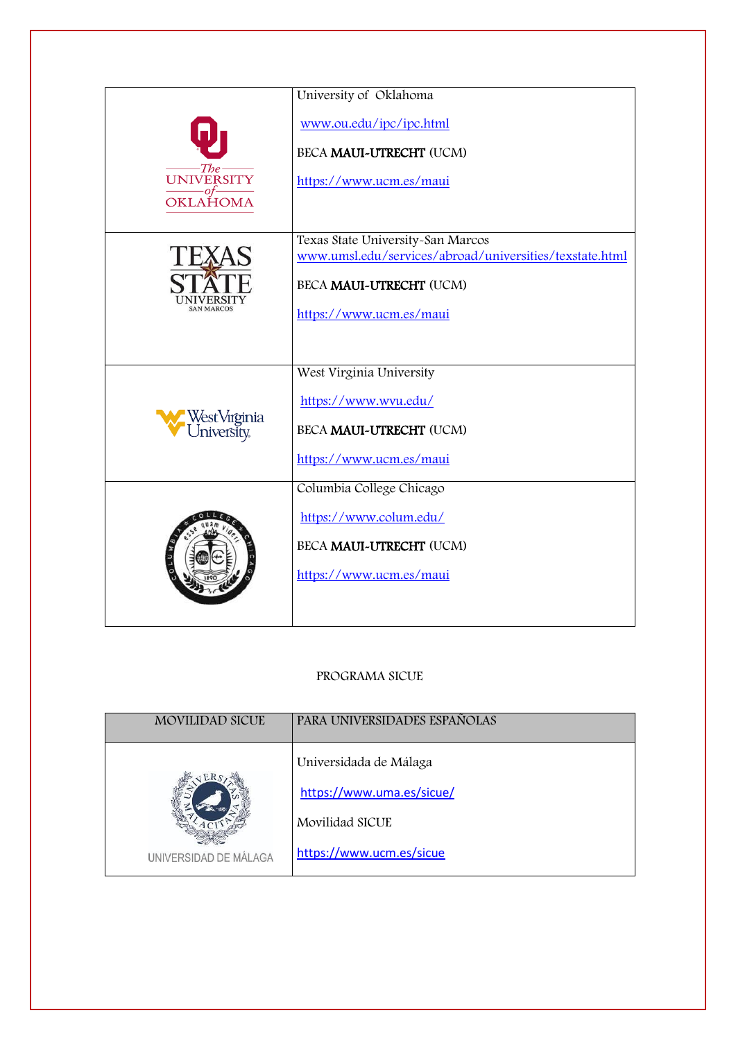| | |
|---|---|
| The UNIVERSITY of OKLAHOMA | University of Oklahoma<br><br>www.ou.edu/ipc/ipc.html<br><br>BECA **MAUI-UTRECHT** (UCM)<br><br>https://www.ucm.es/maui |
| TEXAS STATE UNIVERSITY SAN MARCOS | Texas State University-San Marcos<br>www.umsl.edu/services/abroad/universities/texstate.html<br><br>BECA **MAUI-UTRECHT** (UCM)<br><br>https://www.ucm.es/maui |
| WestVirginia University | West Virginia University<br><br>https://www.wvu.edu/<br><br>BECA **MAUI-UTRECHT** (UCM)<br><br>https://www.ucm.es/maui |
| COLUMBIA COLLEGE CHICAGO esse quam videri 1890 | Columbia College Chicago<br><br>https://www.colum.edu/<br><br>BECA **MAUI-UTRECHT** (UCM)<br><br>https://www.ucm.es/maui |

PROGRAMA SICUE

| MOVILIDAD SICUE | PARA UNIVERSIDADES ESPAÑOLAS |
|---|---|
| UNIVERSITAS MALACITANA<br>UNIVERSIDAD DE MÁLAGA | Universidada de Málaga<br><br>https://www.uma.es/sicue/<br><br>Movilidad SICUE<br><br>https://www.ucm.es/sicue |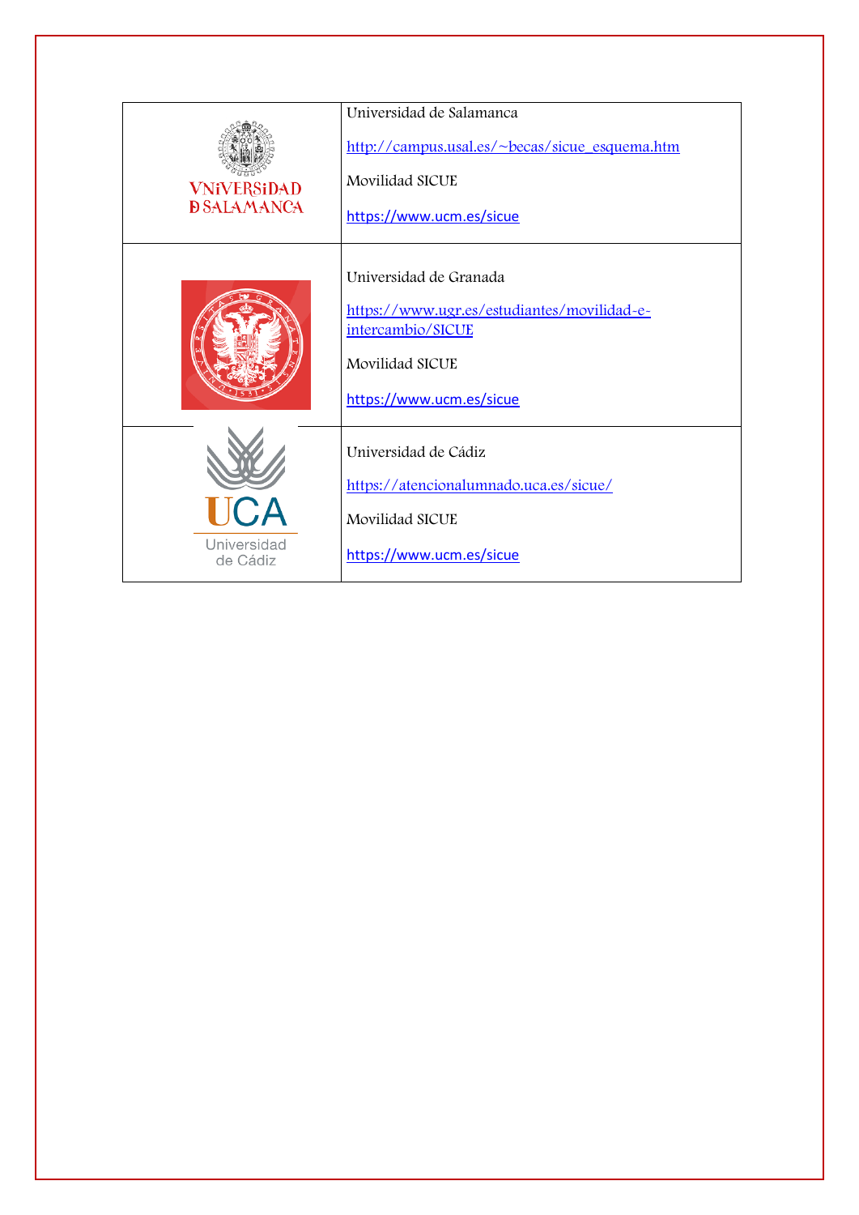| | |
|---|---|
| VNiVERSiDAD D SALAMANCA | Universidad de Salamanca<br><br>http://campus.usal.es/~becas/sicue_esquema.htm<br><br>Movilidad SICUE<br><br>https://www.ucm.es/sicue |
| | Universidad de Granada<br><br>https://www.ugr.es/estudiantes/movilidad-e-intercambio/SICUE<br><br>Movilidad SICUE<br><br>https://www.ucm.es/sicue |
| UCA Universidad de Cádiz | Universidad de Cádiz<br><br>https://atencionalumnado.uca.es/sicue/<br><br>Movilidad SICUE<br><br>https://www.ucm.es/sicue |